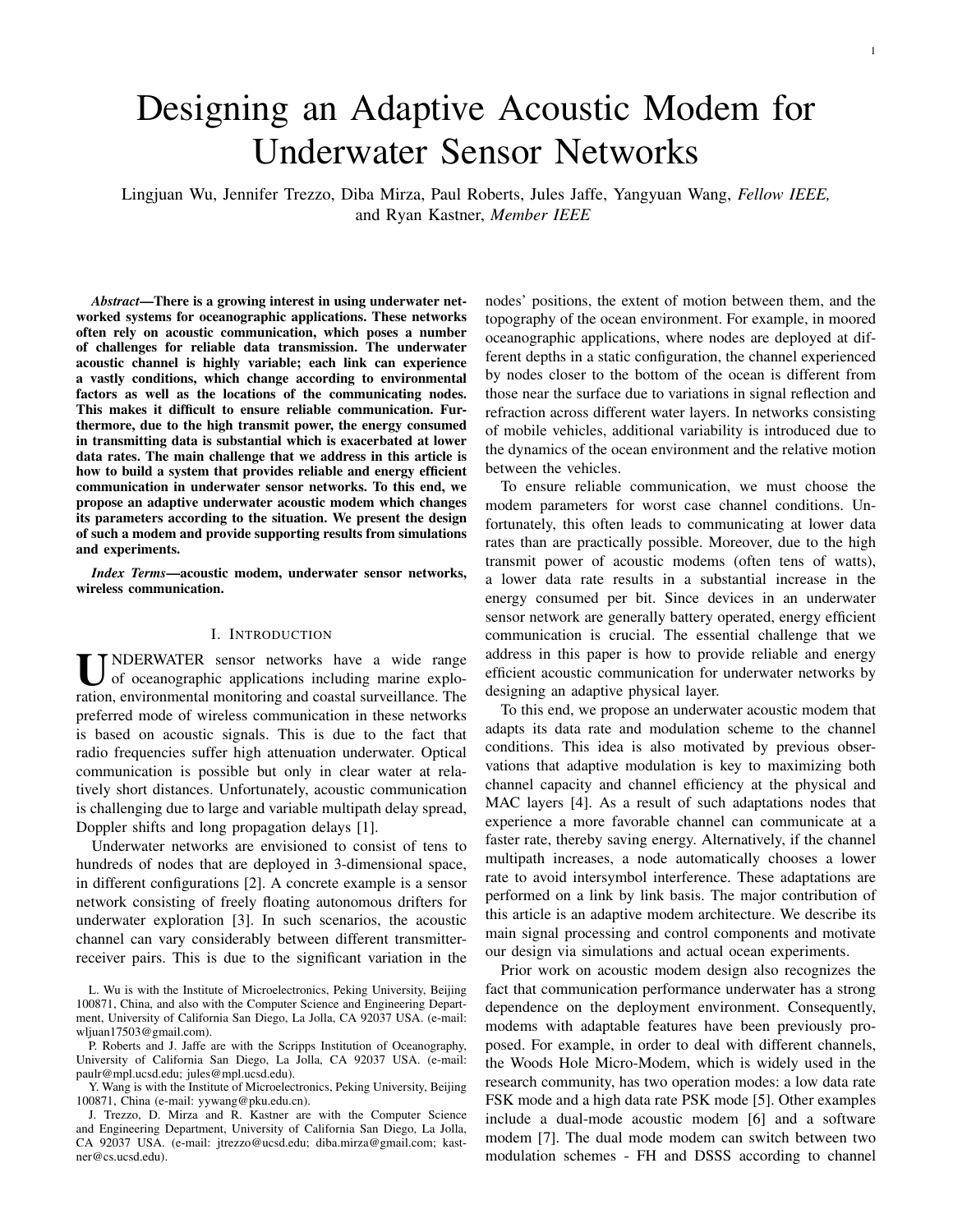# Designing an Adaptive Acoustic Modem for Underwater Sensor Networks

Lingjuan Wu, Jennifer Trezzo, Diba Mirza, Paul Roberts, Jules Jaffe, Yangyuan Wang, *Fellow IEEE,* and Ryan Kastner, *Member IEEE*

***Abstract*—There is a growing interest in using underwater networked systems for oceanographic applications. These networks often rely on acoustic communication, which poses a number of challenges for reliable data transmission. The underwater acoustic channel is highly variable; each link can experience a vastly conditions, which change according to environmental factors as well as the locations of the communicating nodes. This makes it difficult to ensure reliable communication. Furthermore, due to the high transmit power, the energy consumed in transmitting data is substantial which is exacerbated at lower data rates. The main challenge that we address in this article is how to build a system that provides reliable and energy efficient communication in underwater sensor networks. To this end, we propose an adaptive underwater acoustic modem which changes its parameters according to the situation. We present the design of such a modem and provide supporting results from simulations and experiments.**

***Index Terms*—acoustic modem, underwater sensor networks, wireless communication.**

## I. Introduction

Underwater sensor networks have a wide range of oceanographic applications including marine exploration, environmental monitoring and coastal surveillance. The preferred mode of wireless communication in these networks is based on acoustic signals. This is due to the fact that radio frequencies suffer high attenuation underwater. Optical communication is possible but only in clear water at relatively short distances. Unfortunately, acoustic communication is challenging due to large and variable multipath delay spread, Doppler shifts and long propagation delays [1].

Underwater networks are envisioned to consist of tens to hundreds of nodes that are deployed in 3-dimensional space, in different configurations [2]. A concrete example is a sensor network consisting of freely floating autonomous drifters for underwater exploration [3]. In such scenarios, the acoustic channel can vary considerably between different transmitter-receiver pairs. This is due to the significant variation in the nodes' positions, the extent of motion between them, and the topography of the ocean environment. For example, in moored oceanographic applications, where nodes are deployed at different depths in a static configuration, the channel experienced by nodes closer to the bottom of the ocean is different from those near the surface due to variations in signal reflection and refraction across different water layers. In networks consisting of mobile vehicles, additional variability is introduced due to the dynamics of the ocean environment and the relative motion between the vehicles.

To ensure reliable communication, we must choose the modem parameters for worst case channel conditions. Unfortunately, this often leads to communicating at lower data rates than are practically possible. Moreover, due to the high transmit power of acoustic modems (often tens of watts), a lower data rate results in a substantial increase in the energy consumed per bit. Since devices in an underwater sensor network are generally battery operated, energy efficient communication is crucial. The essential challenge that we address in this paper is how to provide reliable and energy efficient acoustic communication for underwater networks by designing an adaptive physical layer.

To this end, we propose an underwater acoustic modem that adapts its data rate and modulation scheme to the channel conditions. This idea is also motivated by previous observations that adaptive modulation is key to maximizing both channel capacity and channel efficiency at the physical and MAC layers [4]. As a result of such adaptations nodes that experience a more favorable channel can communicate at a faster rate, thereby saving energy. Alternatively, if the channel multipath increases, a node automatically chooses a lower rate to avoid intersymbol interference. These adaptations are performed on a link by link basis. The major contribution of this article is an adaptive modem architecture. We describe its main signal processing and control components and motivate our design via simulations and actual ocean experiments.

Prior work on acoustic modem design also recognizes the fact that communication performance underwater has a strong dependence on the deployment environment. Consequently, modems with adaptable features have been previously proposed. For example, in order to deal with different channels, the Woods Hole Micro-Modem, which is widely used in the research community, has two operation modes: a low data rate FSK mode and a high data rate PSK mode [5]. Other examples include a dual-mode acoustic modem [6] and a software modem [7]. The dual mode modem can switch between two modulation schemes - FH and DSSS according to channel

L. Wu is with the Institute of Microelectronics, Peking University, Beijing 100871, China, and also with the Computer Science and Engineering Department, University of California San Diego, La Jolla, CA 92037 USA. (e-mail: wljuan17503@gmail.com).

P. Roberts and J. Jaffe are with the Scripps Institution of Oceanography, University of California San Diego, La Jolla, CA 92037 USA. (e-mail: paulr@mpl.ucsd.edu; jules@mpl.ucsd.edu).

Y. Wang is with the Institute of Microelectronics, Peking University, Beijing 100871, China (e-mail: yywang@pku.edu.cn).

J. Trezzo, D. Mirza and R. Kastner are with the Computer Science and Engineering Department, University of California San Diego, La Jolla, CA 92037 USA. (e-mail: jtrezzo@ucsd.edu; diba.mirza@gmail.com; kastner@cs.ucsd.edu).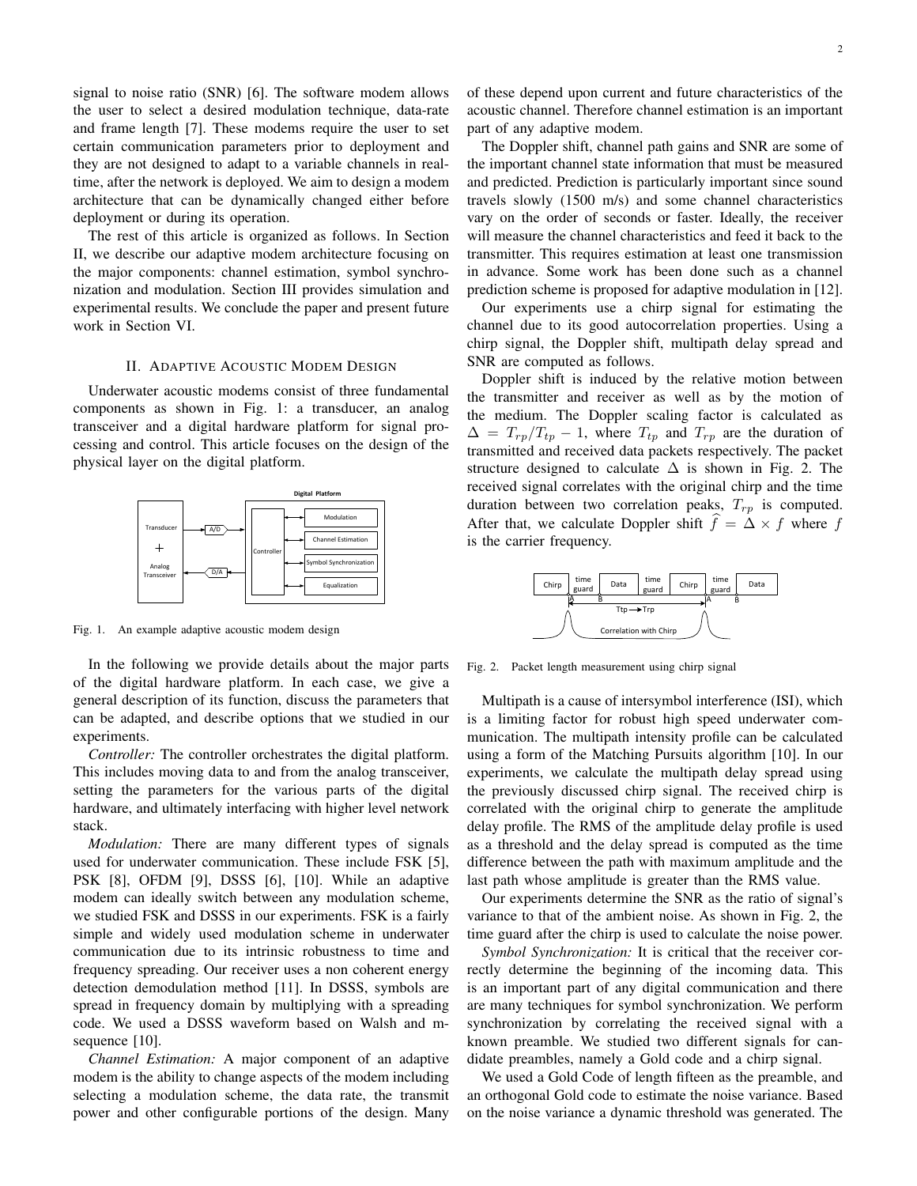signal to noise ratio (SNR) [6]. The software modem allows the user to select a desired modulation technique, data-rate and frame length [7]. These modems require the user to set certain communication parameters prior to deployment and they are not designed to adapt to a variable channels in real-time, after the network is deployed. We aim to design a modem architecture that can be dynamically changed either before deployment or during its operation.

The rest of this article is organized as follows. In Section II, we describe our adaptive modem architecture focusing on the major components: channel estimation, symbol synchronization and modulation. Section III provides simulation and experimental results. We conclude the paper and present future work in Section VI.

## II. Adaptive Acoustic Modem Design

Underwater acoustic modems consist of three fundamental components as shown in Fig. 1: a transducer, an analog transceiver and a digital hardware platform for signal processing and control. This article focuses on the design of the physical layer on the digital platform.

Fig. 1. An example adaptive acoustic modem design

In the following we provide details about the major parts of the digital hardware platform. In each case, we give a general description of its function, discuss the parameters that can be adapted, and describe options that we studied in our experiments.

*Controller:* The controller orchestrates the digital platform. This includes moving data to and from the analog transceiver, setting the parameters for the various parts of the digital hardware, and ultimately interfacing with higher level network stack.

*Modulation:* There are many different types of signals used for underwater communication. These include FSK [5], PSK [8], OFDM [9], DSSS [6], [10]. While an adaptive modem can ideally switch between any modulation scheme, we studied FSK and DSSS in our experiments. FSK is a fairly simple and widely used modulation scheme in underwater communication due to its intrinsic robustness to time and frequency spreading. Our receiver uses a non coherent energy detection demodulation method [11]. In DSSS, symbols are spread in frequency domain by multiplying with a spreading code. We used a DSSS waveform based on Walsh and m-sequence [10].

*Channel Estimation:* A major component of an adaptive modem is the ability to change aspects of the modem including selecting a modulation scheme, the data rate, the transmit power and other configurable portions of the design. Many of these depend upon current and future characteristics of the acoustic channel. Therefore channel estimation is an important part of any adaptive modem.

The Doppler shift, channel path gains and SNR are some of the important channel state information that must be measured and predicted. Prediction is particularly important since sound travels slowly (1500 m/s) and some channel characteristics vary on the order of seconds or faster. Ideally, the receiver will measure the channel characteristics and feed it back to the transmitter. This requires estimation at least one transmission in advance. Some work has been done such as a channel prediction scheme is proposed for adaptive modulation in [12].

Our experiments use a chirp signal for estimating the channel due to its good autocorrelation properties. Using a chirp signal, the Doppler shift, multipath delay spread and SNR are computed as follows.

Doppler shift is induced by the relative motion between the transmitter and receiver as well as by the motion of the medium. The Doppler scaling factor is calculated as $\Delta = T_{rp}/T_{tp} - 1$, where $T_{tp}$ and $T_{rp}$ are the duration of transmitted and received data packets respectively. The packet structure designed to calculate $\Delta$ is shown in Fig. 2. The received signal correlates with the original chirp and the time duration between two correlation peaks, $T_{rp}$ is computed. After that, we calculate Doppler shift $\widehat{f} = \Delta \times f$ where $f$ is the carrier frequency.

Fig. 2. Packet length measurement using chirp signal

Multipath is a cause of intersymbol interference (ISI), which is a limiting factor for robust high speed underwater communication. The multipath intensity profile can be calculated using a form of the Matching Pursuits algorithm [10]. In our experiments, we calculate the multipath delay spread using the previously discussed chirp signal. The received chirp is correlated with the original chirp to generate the amplitude delay profile. The RMS of the amplitude delay profile is used as a threshold and the delay spread is computed as the time difference between the path with maximum amplitude and the last path whose amplitude is greater than the RMS value.

Our experiments determine the SNR as the ratio of signal's variance to that of the ambient noise. As shown in Fig. 2, the time guard after the chirp is used to calculate the noise power.

*Symbol Synchronization:* It is critical that the receiver correctly determine the beginning of the incoming data. This is an important part of any digital communication and there are many techniques for symbol synchronization. We perform synchronization by correlating the received signal with a known preamble. We studied two different signals for candidate preambles, namely a Gold code and a chirp signal.

We used a Gold Code of length fifteen as the preamble, and an orthogonal Gold code to estimate the noise variance. Based on the noise variance a dynamic threshold was generated. The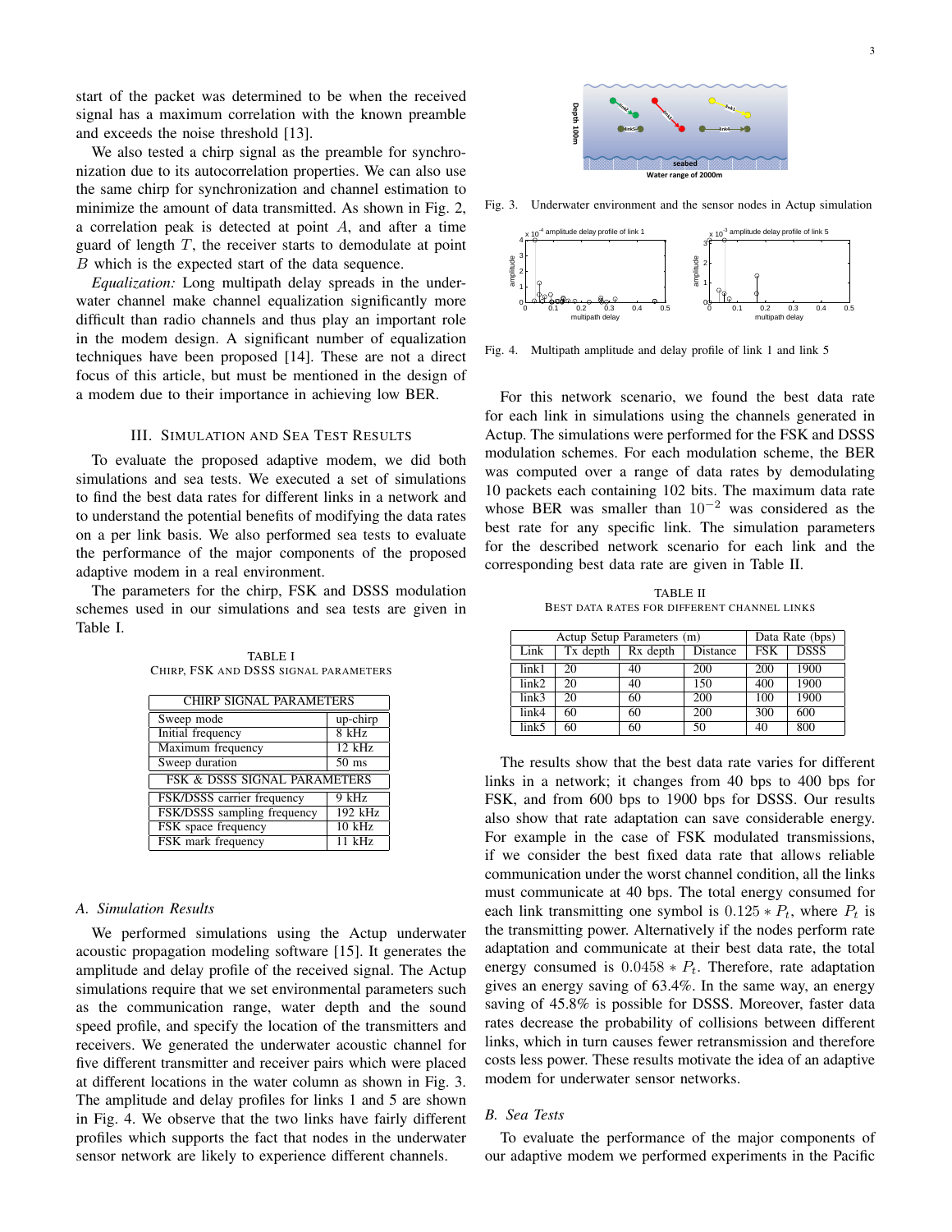start of the packet was determined to be when the received signal has a maximum correlation with the known preamble and exceeds the noise threshold [13].

We also tested a chirp signal as the preamble for synchronization due to its autocorrelation properties. We can also use the same chirp for synchronization and channel estimation to minimize the amount of data transmitted. As shown in Fig. 2, a correlation peak is detected at point $A$, and after a time guard of length $T$, the receiver starts to demodulate at point $B$ which is the expected start of the data sequence.

*Equalization:* Long multipath delay spreads in the underwater channel make channel equalization significantly more difficult than radio channels and thus play an important role in the modem design. A significant number of equalization techniques have been proposed [14]. These are not a direct focus of this article, but must be mentioned in the design of a modem due to their importance in achieving low BER.

## III. Simulation and Sea Test Results

To evaluate the proposed adaptive modem, we did both simulations and sea tests. We executed a set of simulations to find the best data rates for different links in a network and to understand the potential benefits of modifying the data rates on a per link basis. We also performed sea tests to evaluate the performance of the major components of the proposed adaptive modem in a real environment.

The parameters for the chirp, FSK and DSSS modulation schemes used in our simulations and sea tests are given in Table I.

TABLE I
Chirp, FSK and DSSS signal parameters

| CHIRP SIGNAL PARAMETERS | |
|---|---|
| Sweep mode | up-chirp |
| Initial frequency | 8 kHz |
| Maximum frequency | 12 kHz |
| Sweep duration | 50 ms |
| **FSK & DSSS SIGNAL PARAMETERS** | |
| FSK/DSSS carrier frequency | 9 kHz |
| FSK/DSSS sampling frequency | 192 kHz |
| FSK space frequency | 10 kHz |
| FSK mark frequency | 11 kHz |

### A. Simulation Results

We performed simulations using the Actup underwater acoustic propagation modeling software [15]. It generates the amplitude and delay profile of the received signal. The Actup simulations require that we set environmental parameters such as the communication range, water depth and the sound speed profile, and specify the location of the transmitters and receivers. We generated the underwater acoustic channel for five different transmitter and receiver pairs which were placed at different locations in the water column as shown in Fig. 3. The amplitude and delay profiles for links 1 and 5 are shown in Fig. 4. We observe that the two links have fairly different profiles which supports the fact that nodes in the underwater sensor network are likely to experience different channels.

Fig. 3. Underwater environment and the sensor nodes in Actup simulation

Fig. 4. Multipath amplitude and delay profile of link 1 and link 5

For this network scenario, we found the best data rate for each link in simulations using the channels generated in Actup. The simulations were performed for the FSK and DSSS modulation schemes. For each modulation scheme, the BER was computed over a range of data rates by demodulating 10 packets each containing 102 bits. The maximum data rate whose BER was smaller than $10^{-2}$ was considered as the best rate for any specific link. The simulation parameters for the described network scenario for each link and the corresponding best data rate are given in Table II.

TABLE II
Best data rates for different channel links

| Actup Setup Parameters (m) | | | | Data Rate (bps) | |
|---|---|---|---|---|---|
| Link | Tx depth | Rx depth | Distance | FSK | DSSS |
| link1 | 20 | 40 | 200 | 200 | 1900 |
| link2 | 20 | 40 | 150 | 400 | 1900 |
| link3 | 20 | 60 | 200 | 100 | 1900 |
| link4 | 60 | 60 | 200 | 300 | 600 |
| link5 | 60 | 60 | 50 | 40 | 800 |

The results show that the best data rate varies for different links in a network; it changes from 40 bps to 400 bps for FSK, and from 600 bps to 1900 bps for DSSS. Our results also show that rate adaptation can save considerable energy. For example in the case of FSK modulated transmissions, if we consider the best fixed data rate that allows reliable communication under the worst channel condition, all the links must communicate at 40 bps. The total energy consumed for each link transmitting one symbol is $0.125 * P_t$, where $P_t$ is the transmitting power. Alternatively if the nodes perform rate adaptation and communicate at their best data rate, the total energy consumed is $0.0458 * P_t$. Therefore, rate adaptation gives an energy saving of 63.4%. In the same way, an energy saving of 45.8% is possible for DSSS. Moreover, faster data rates decrease the probability of collisions between different links, which in turn causes fewer retransmission and therefore costs less power. These results motivate the idea of an adaptive modem for underwater sensor networks.

### B. Sea Tests

To evaluate the performance of the major components of our adaptive modem we performed experiments in the Pacific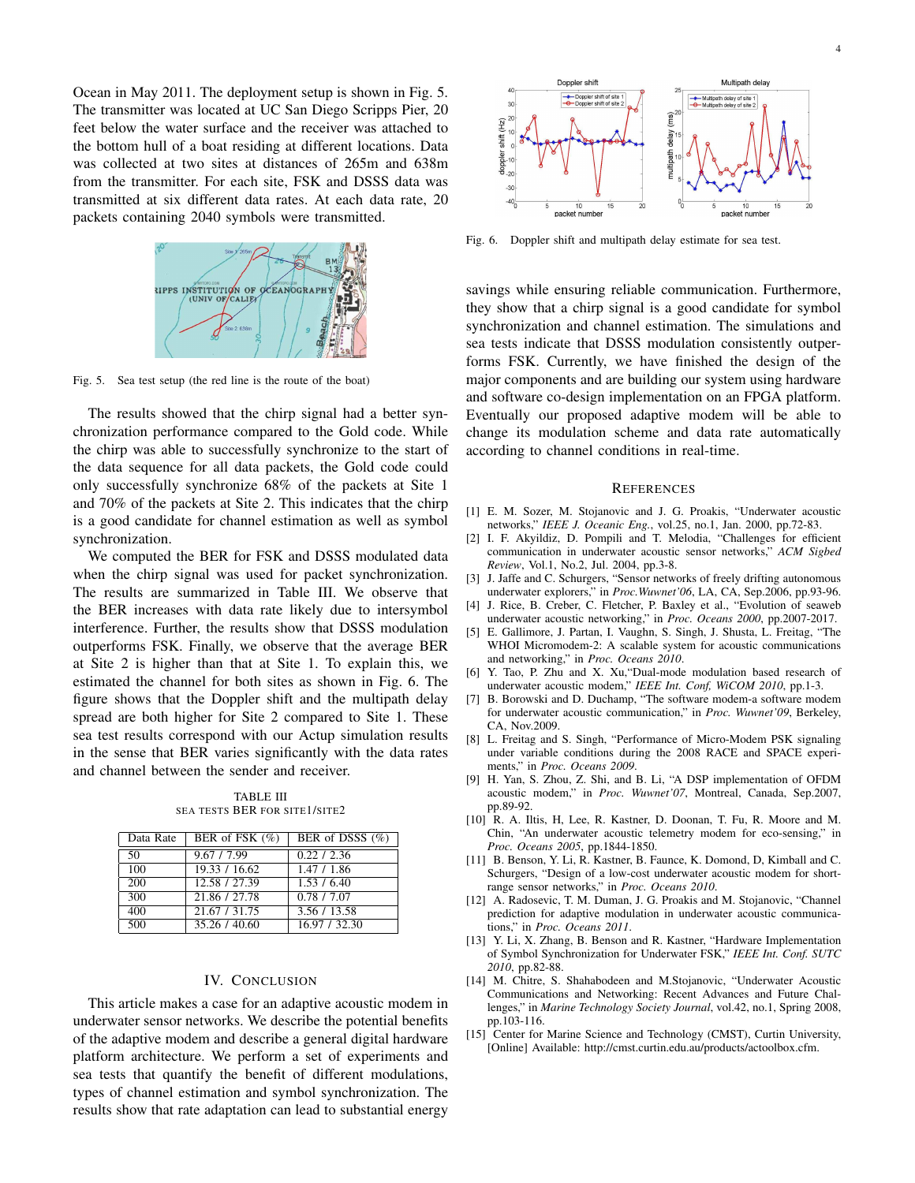Ocean in May 2011. The deployment setup is shown in Fig. 5. The transmitter was located at UC San Diego Scripps Pier, 20 feet below the water surface and the receiver was attached to the bottom hull of a boat residing at different locations. Data was collected at two sites at distances of 265m and 638m from the transmitter. For each site, FSK and DSSS data was transmitted at six different data rates. At each data rate, 20 packets containing 2040 symbols were transmitted.

Site 1: 265m
Transmit
Site 2: 638m
RIPPS INSTITUTION OF OCEANOGRAPHY (UNIV OF CALIF)

Fig. 5. Sea test setup (the red line is the route of the boat)

The results showed that the chirp signal had a better synchronization performance compared to the Gold code. While the chirp was able to successfully synchronize to the start of the data sequence for all data packets, the Gold code could only successfully synchronize 68% of the packets at Site 1 and 70% of the packets at Site 2. This indicates that the chirp is a good candidate for channel estimation as well as symbol synchronization.

We computed the BER for FSK and DSSS modulated data when the chirp signal was used for packet synchronization. The results are summarized in Table III. We observe that the BER increases with data rate likely due to intersymbol interference. Further, the results show that DSSS modulation outperforms FSK. Finally, we observe that the average BER at Site 2 is higher than that at Site 1. To explain this, we estimated the channel for both sites as shown in Fig. 6. The figure shows that the Doppler shift and the multipath delay spread are both higher for Site 2 compared to Site 1. These sea test results correspond with our Actup simulation results in the sense that BER varies significantly with the data rates and channel between the sender and receiver.

TABLE III
SEA TESTS BER FOR SITE1/SITE2

| Data Rate | BER of FSK (%) | BER of DSSS (%) |
|---|---|---|
| 50 | 9.67 / 7.99 | 0.22 / 2.36 |
| 100 | 19.33 / 16.62 | 1.47 / 1.86 |
| 200 | 12.58 / 27.39 | 1.53 / 6.40 |
| 300 | 21.86 / 27.78 | 0.78 / 7.07 |
| 400 | 21.67 / 31.75 | 3.56 / 13.58 |
| 500 | 35.26 / 40.60 | 16.97 / 32.30 |

## IV. Conclusion

This article makes a case for an adaptive acoustic modem in underwater sensor networks. We describe the potential benefits of the adaptive modem and describe a general digital hardware platform architecture. We perform a set of experiments and sea tests that quantify the benefit of different modulations, types of channel estimation and symbol synchronization. The results show that rate adaptation can lead to substantial energy savings while ensuring reliable communication. Furthermore, they show that a chirp signal is a good candidate for symbol synchronization and channel estimation. The simulations and sea tests indicate that DSSS modulation consistently outperforms FSK. Currently, we have finished the design of the major components and are building our system using hardware and software co-design implementation on an FPGA platform. Eventually our proposed adaptive modem will be able to change its modulation scheme and data rate automatically according to channel conditions in real-time.

Doppler shift
Doppler shift of site 1
Doppler shift of site 2
doppler shift (Hz)
packet number

Multipath delay
Multipath delay of site 1
Multipath delay of site 2
multipath delay (ms)
packet number

Fig. 6. Doppler shift and multipath delay estimate for sea test.

## References

[1] E. M. Sozer, M. Stojanovic and J. G. Proakis, "Underwater acoustic networks," *IEEE J. Oceanic Eng.*, vol.25, no.1, Jan. 2000, pp.72-83.

[2] I. F. Akyildiz, D. Pompili and T. Melodia, "Challenges for efficient communication in underwater acoustic sensor networks," *ACM Sigbed Review*, Vol.1, No.2, Jul. 2004, pp.3-8.

[3] J. Jaffe and C. Schurgers, "Sensor networks of freely drifting autonomous underwater explorers," in *Proc.Wuwnet'06*, LA, CA, Sep.2006, pp.93-96.

[4] J. Rice, B. Creber, C. Fletcher, P. Baxley et al., "Evolution of seaweb underwater acoustic networking," in *Proc. Oceans 2000*, pp.2007-2017.

[5] E. Gallimore, J. Partan, I. Vaughn, S. Singh, J. Shusta, L. Freitag, "The WHOI Micromodem-2: A scalable system for acoustic communications and networking," in *Proc. Oceans 2010*.

[6] Y. Tao, P. Zhu and X. Xu,"Dual-mode modulation based research of underwater acoustic modem," *IEEE Int. Conf, WiCOM 2010*, pp.1-3.

[7] B. Borowski and D. Duchamp, "The software modem-a software modem for underwater acoustic communication," in *Proc. Wuwnet'09*, Berkeley, CA, Nov.2009.

[8] L. Freitag and S. Singh, "Performance of Micro-Modem PSK signaling under variable conditions during the 2008 RACE and SPACE experiments," in *Proc. Oceans 2009*.

[9] H. Yan, S. Zhou, Z. Shi, and B. Li, "A DSP implementation of OFDM acoustic modem," in *Proc. Wuwnet'07*, Montreal, Canada, Sep.2007, pp.89-92.

[10] R. A. Iltis, H, Lee, R. Kastner, D. Doonan, T. Fu, R. Moore and M. Chin, "An underwater acoustic telemetry modem for eco-sensing," in *Proc. Oceans 2005*, pp.1844-1850.

[11] B. Benson, Y. Li, R. Kastner, B. Faunce, K. Domond, D, Kimball and C. Schurgers, "Design of a low-cost underwater acoustic modem for short-range sensor networks," in *Proc. Oceans 2010*.

[12] A. Radosevic, T. M. Duman, J. G. Proakis and M. Stojanovic, "Channel prediction for adaptive modulation in underwater acoustic communications," in *Proc. Oceans 2011*.

[13] Y. Li, X. Zhang, B. Benson and R. Kastner, "Hardware Implementation of Symbol Synchronization for Underwater FSK," *IEEE Int. Conf. SUTC 2010*, pp.82-88.

[14] M. Chitre, S. Shahabodeen and M.Stojanovic, "Underwater Acoustic Communications and Networking: Recent Advances and Future Challenges," in *Marine Technology Society Journal*, vol.42, no.1, Spring 2008, pp.103-116.

[15] Center for Marine Science and Technology (CMST), Curtin University, [Online] Available: http://cmst.curtin.edu.au/products/actoolbox.cfm.